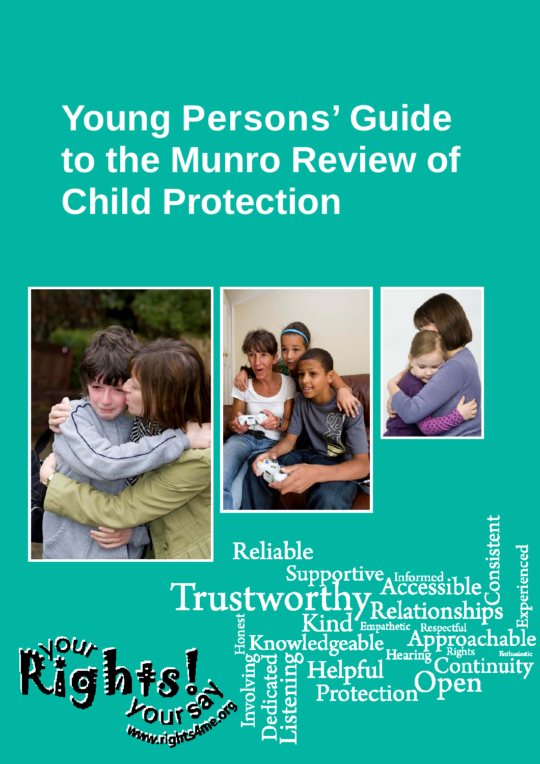# Young Persons' Guide to the Munro Review of Child Protection

Reliable Supportive Informed Accessible Consistent Experienced Trustworthy Relationships Kind Empathetic Respectful Honest Knowledgeable Approachable Hearing Rights Enthusiastic Involving Dedicated Listening Helpful Continuity Protection Open

Your Rights! Your Say

www.rights4me.org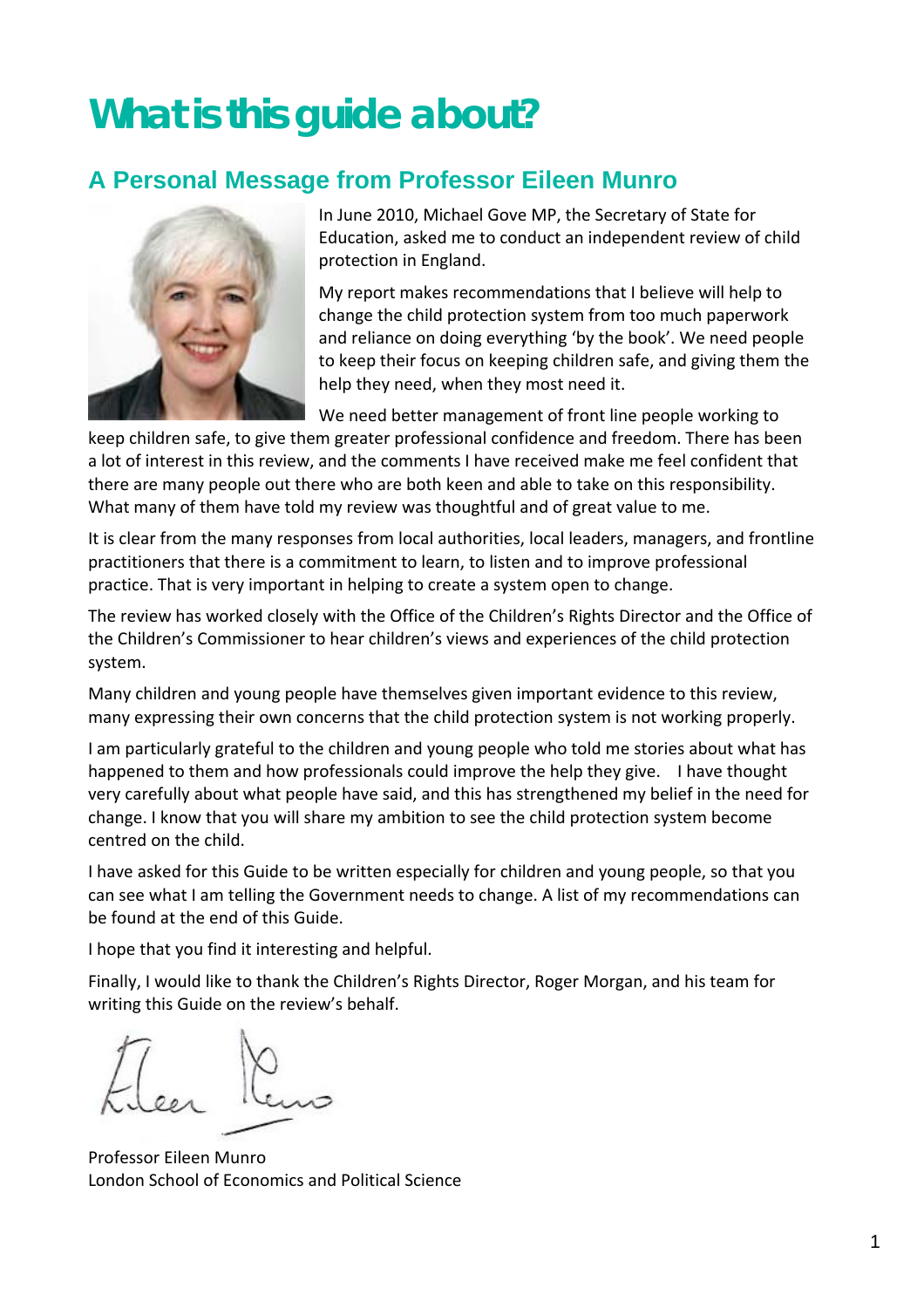# What is this guide about?

## A Personal Message from Professor Eileen Munro

In June 2010, Michael Gove MP, the Secretary of State for Education, asked me to conduct an independent review of child protection in England.

My report makes recommendations that I believe will help to change the child protection system from too much paperwork and reliance on doing everything 'by the book'. We need people to keep their focus on keeping children safe, and giving them the help they need, when they most need it.

We need better management of front line people working to keep children safe, to give them greater professional confidence and freedom. There has been a lot of interest in this review, and the comments I have received make me feel confident that there are many people out there who are both keen and able to take on this responsibility. What many of them have told my review was thoughtful and of great value to me.

It is clear from the many responses from local authorities, local leaders, managers, and frontline practitioners that there is a commitment to learn, to listen and to improve professional practice. That is very important in helping to create a system open to change.

The review has worked closely with the Office of the Children's Rights Director and the Office of the Children's Commissioner to hear children's views and experiences of the child protection system.

Many children and young people have themselves given important evidence to this review, many expressing their own concerns that the child protection system is not working properly.

I am particularly grateful to the children and young people who told me stories about what has happened to them and how professionals could improve the help they give. I have thought very carefully about what people have said, and this has strengthened my belief in the need for change. I know that you will share my ambition to see the child protection system become centred on the child.

I have asked for this Guide to be written especially for children and young people, so that you can see what I am telling the Government needs to change. A list of my recommendations can be found at the end of this Guide.

I hope that you find it interesting and helpful.

Finally, I would like to thank the Children's Rights Director, Roger Morgan, and his team for writing this Guide on the review's behalf.

Eileen Munro

Professor Eileen Munro
London School of Economics and Political Science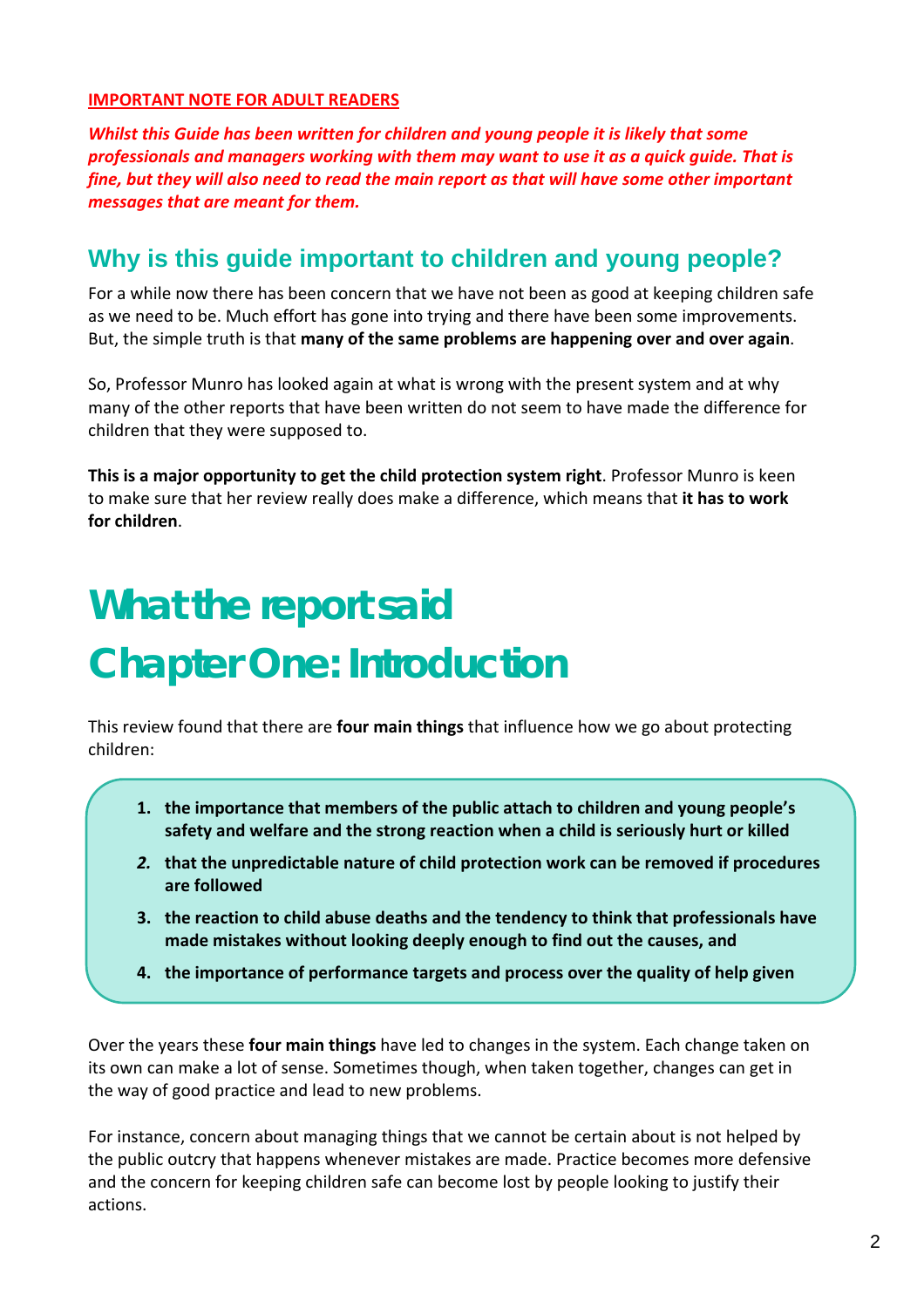**IMPORTANT NOTE FOR ADULT READERS**

***Whilst this Guide has been written for children and young people it is likely that some professionals and managers working with them may want to use it as a quick guide. That is fine, but they will also need to read the main report as that will have some other important messages that are meant for them.***

## Why is this guide important to children and young people?

For a while now there has been concern that we have not been as good at keeping children safe as we need to be. Much effort has gone into trying and there have been some improvements. But, the simple truth is that **many of the same problems are happening over and over again**.

So, Professor Munro has looked again at what is wrong with the present system and at why many of the other reports that have been written do not seem to have made the difference for children that they were supposed to.

**This is a major opportunity to get the child protection system right**. Professor Munro is keen to make sure that her review really does make a difference, which means that **it has to work for children**.

# What the report said

# Chapter One: Introduction

This review found that there are **four main things** that influence how we go about protecting children:

1. **the importance that members of the public attach to children and young people's safety and welfare and the strong reaction when a child is seriously hurt or killed**
2. **that the unpredictable nature of child protection work can be removed if procedures are followed**
3. **the reaction to child abuse deaths and the tendency to think that professionals have made mistakes without looking deeply enough to find out the causes, and**
4. **the importance of performance targets and process over the quality of help given**

Over the years these **four main things** have led to changes in the system. Each change taken on its own can make a lot of sense. Sometimes though, when taken together, changes can get in the way of good practice and lead to new problems.

For instance, concern about managing things that we cannot be certain about is not helped by the public outcry that happens whenever mistakes are made. Practice becomes more defensive and the concern for keeping children safe can become lost by people looking to justify their actions.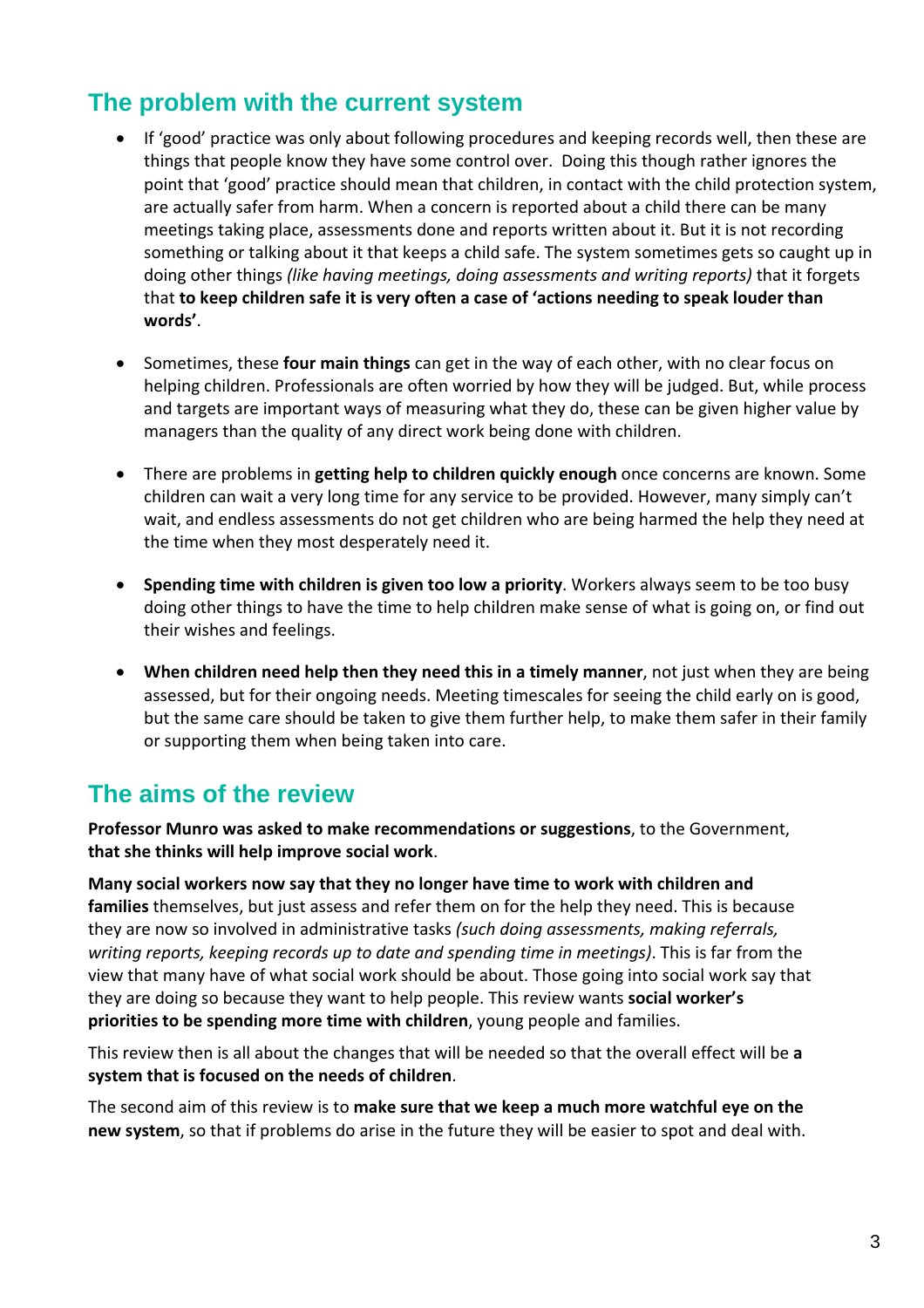## The problem with the current system

- If 'good' practice was only about following procedures and keeping records well, then these are things that people know they have some control over. Doing this though rather ignores the point that 'good' practice should mean that children, in contact with the child protection system, are actually safer from harm. When a concern is reported about a child there can be many meetings taking place, assessments done and reports written about it. But it is not recording something or talking about it that keeps a child safe. The system sometimes gets so caught up in doing other things *(like having meetings, doing assessments and writing reports)* that it forgets that **to keep children safe it is very often a case of 'actions needing to speak louder than words'**.

- Sometimes, these **four main things** can get in the way of each other, with no clear focus on helping children. Professionals are often worried by how they will be judged. But, while process and targets are important ways of measuring what they do, these can be given higher value by managers than the quality of any direct work being done with children.

- There are problems in **getting help to children quickly enough** once concerns are known. Some children can wait a very long time for any service to be provided. However, many simply can't wait, and endless assessments do not get children who are being harmed the help they need at the time when they most desperately need it.

- **Spending time with children is given too low a priority**. Workers always seem to be too busy doing other things to have the time to help children make sense of what is going on, or find out their wishes and feelings.

- **When children need help then they need this in a timely manner**, not just when they are being assessed, but for their ongoing needs. Meeting timescales for seeing the child early on is good, but the same care should be taken to give them further help, to make them safer in their family or supporting them when being taken into care.

## The aims of the review

**Professor Munro was asked to make recommendations or suggestions**, to the Government, **that she thinks will help improve social work**.

**Many social workers now say that they no longer have time to work with children and families** themselves, but just assess and refer them on for the help they need. This is because they are now so involved in administrative tasks *(such doing assessments, making referrals, writing reports, keeping records up to date and spending time in meetings)*. This is far from the view that many have of what social work should be about. Those going into social work say that they are doing so because they want to help people. This review wants **social worker's priorities to be spending more time with children**, young people and families.

This review then is all about the changes that will be needed so that the overall effect will be **a system that is focused on the needs of children**.

The second aim of this review is to **make sure that we keep a much more watchful eye on the new system**, so that if problems do arise in the future they will be easier to spot and deal with.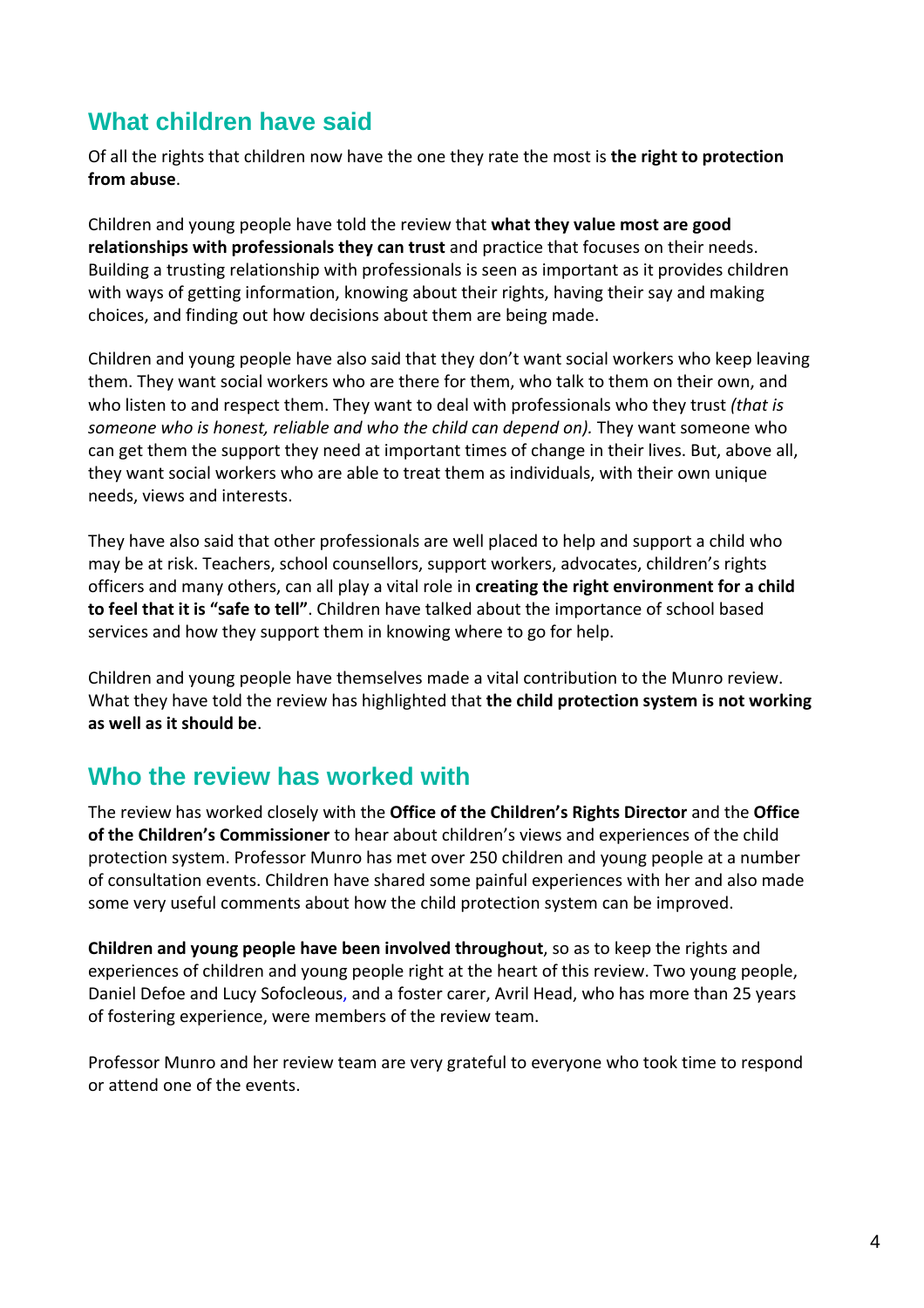## What children have said

Of all the rights that children now have the one they rate the most is **the right to protection from abuse**.

Children and young people have told the review that **what they value most are good relationships with professionals they can trust** and practice that focuses on their needs. Building a trusting relationship with professionals is seen as important as it provides children with ways of getting information, knowing about their rights, having their say and making choices, and finding out how decisions about them are being made.

Children and young people have also said that they don't want social workers who keep leaving them. They want social workers who are there for them, who talk to them on their own, and who listen to and respect them. They want to deal with professionals who they trust *(that is someone who is honest, reliable and who the child can depend on).* They want someone who can get them the support they need at important times of change in their lives. But, above all, they want social workers who are able to treat them as individuals, with their own unique needs, views and interests.

They have also said that other professionals are well placed to help and support a child who may be at risk. Teachers, school counsellors, support workers, advocates, children's rights officers and many others, can all play a vital role in **creating the right environment for a child to feel that it is "safe to tell"**. Children have talked about the importance of school based services and how they support them in knowing where to go for help.

Children and young people have themselves made a vital contribution to the Munro review. What they have told the review has highlighted that **the child protection system is not working as well as it should be**.

## Who the review has worked with

The review has worked closely with the **Office of the Children's Rights Director** and the **Office of the Children's Commissioner** to hear about children's views and experiences of the child protection system. Professor Munro has met over 250 children and young people at a number of consultation events. Children have shared some painful experiences with her and also made some very useful comments about how the child protection system can be improved.

**Children and young people have been involved throughout**, so as to keep the rights and experiences of children and young people right at the heart of this review. Two young people, Daniel Defoe and Lucy Sofocleous, and a foster carer, Avril Head, who has more than 25 years of fostering experience, were members of the review team.

Professor Munro and her review team are very grateful to everyone who took time to respond or attend one of the events.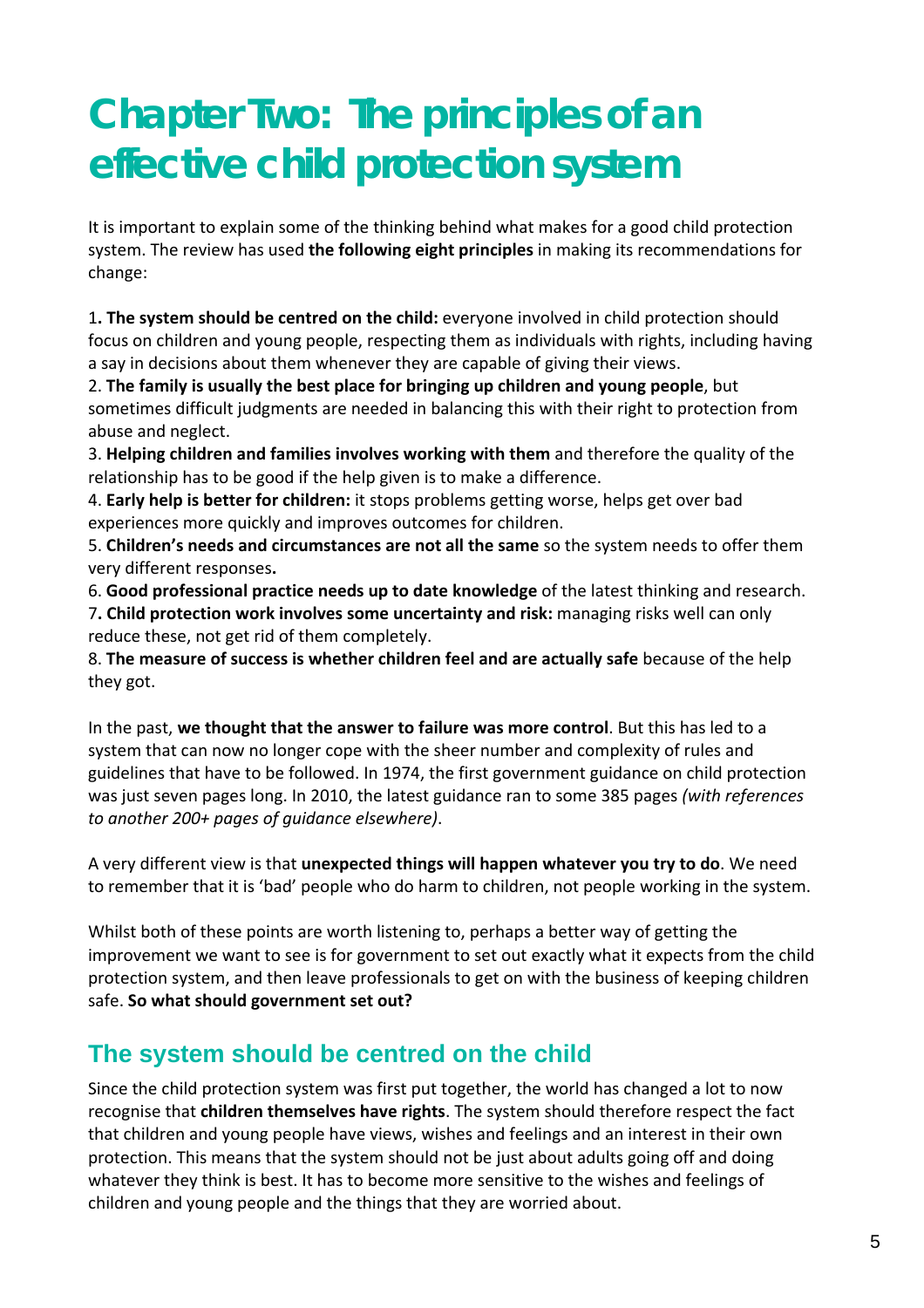# Chapter Two: The principles of an effective child protection system

It is important to explain some of the thinking behind what makes for a good child protection system. The review has used **the following eight principles** in making its recommendations for change:

1**. The system should be centred on the child:** everyone involved in child protection should focus on children and young people, respecting them as individuals with rights, including having a say in decisions about them whenever they are capable of giving their views.
2. **The family is usually the best place for bringing up children and young people**, but sometimes difficult judgments are needed in balancing this with their right to protection from abuse and neglect.
3. **Helping children and families involves working with them** and therefore the quality of the relationship has to be good if the help given is to make a difference.
4. **Early help is better for children:** it stops problems getting worse, helps get over bad experiences more quickly and improves outcomes for children.
5. **Children's needs and circumstances are not all the same** so the system needs to offer them very different responses**.**
6. **Good professional practice needs up to date knowledge** of the latest thinking and research.
7**. Child protection work involves some uncertainty and risk:** managing risks well can only reduce these, not get rid of them completely.
8. **The measure of success is whether children feel and are actually safe** because of the help they got.

In the past, **we thought that the answer to failure was more control**. But this has led to a system that can now no longer cope with the sheer number and complexity of rules and guidelines that have to be followed. In 1974, the first government guidance on child protection was just seven pages long. In 2010, the latest guidance ran to some 385 pages *(with references to another 200+ pages of guidance elsewhere)*.

A very different view is that **unexpected things will happen whatever you try to do**. We need to remember that it is 'bad' people who do harm to children, not people working in the system.

Whilst both of these points are worth listening to, perhaps a better way of getting the improvement we want to see is for government to set out exactly what it expects from the child protection system, and then leave professionals to get on with the business of keeping children safe. **So what should government set out?**

## The system should be centred on the child

Since the child protection system was first put together, the world has changed a lot to now recognise that **children themselves have rights**. The system should therefore respect the fact that children and young people have views, wishes and feelings and an interest in their own protection. This means that the system should not be just about adults going off and doing whatever they think is best. It has to become more sensitive to the wishes and feelings of children and young people and the things that they are worried about.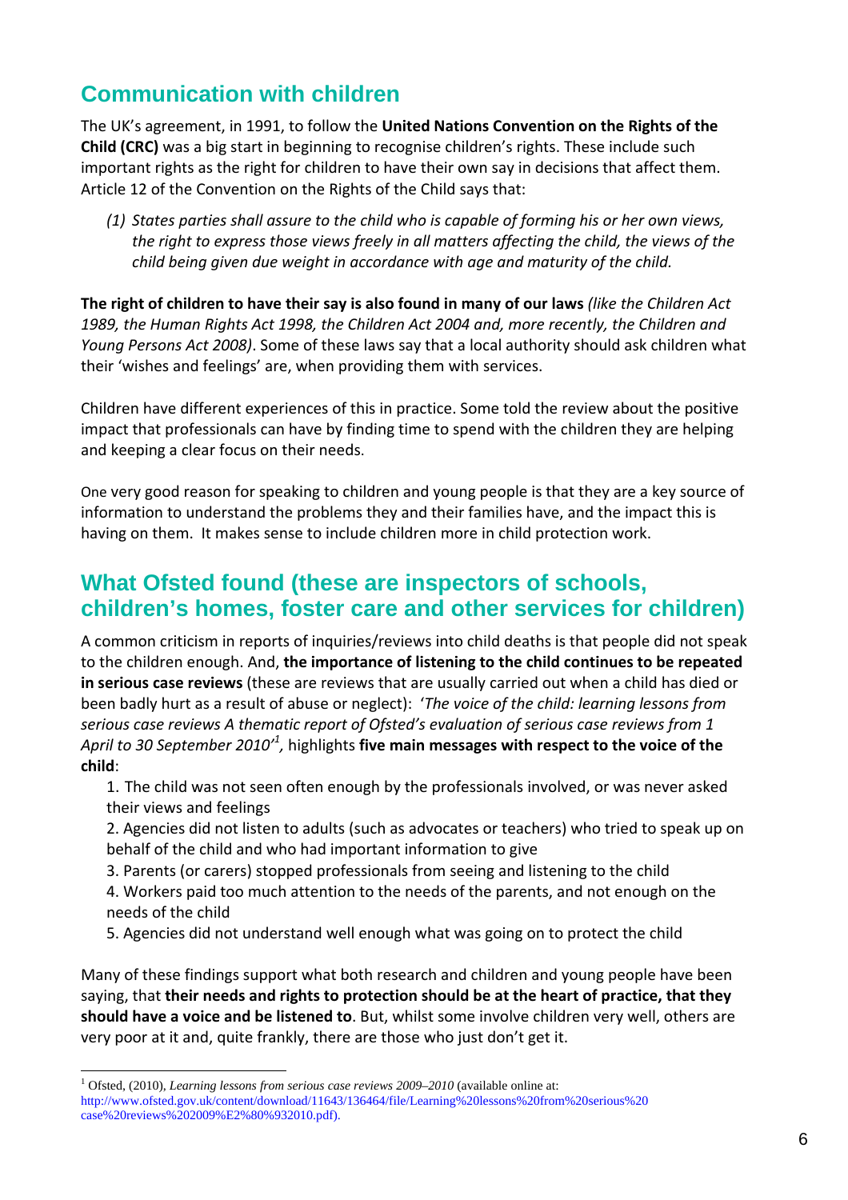## Communication with children

The UK's agreement, in 1991, to follow the **United Nations Convention on the Rights of the Child (CRC)** was a big start in beginning to recognise children's rights. These include such important rights as the right for children to have their own say in decisions that affect them. Article 12 of the Convention on the Rights of the Child says that:

> *(1) States parties shall assure to the child who is capable of forming his or her own views, the right to express those views freely in all matters affecting the child, the views of the child being given due weight in accordance with age and maturity of the child.*

**The right of children to have their say is also found in many of our laws** *(like the Children Act 1989, the Human Rights Act 1998, the Children Act 2004 and, more recently, the Children and Young Persons Act 2008)*. Some of these laws say that a local authority should ask children what their 'wishes and feelings' are, when providing them with services.

Children have different experiences of this in practice. Some told the review about the positive impact that professionals can have by finding time to spend with the children they are helping and keeping a clear focus on their needs.

One very good reason for speaking to children and young people is that they are a key source of information to understand the problems they and their families have, and the impact this is having on them. It makes sense to include children more in child protection work.

## What Ofsted found (these are inspectors of schools, children's homes, foster care and other services for children)

A common criticism in reports of inquiries/reviews into child deaths is that people did not speak to the children enough. And, **the importance of listening to the child continues to be repeated in serious case reviews** (these are reviews that are usually carried out when a child has died or been badly hurt as a result of abuse or neglect): '*The voice of the child: learning lessons from serious case reviews A thematic report of Ofsted's evaluation of serious case reviews from 1 April to 30 September 2010'*[1], highlights **five main messages with respect to the voice of the child**:

1. The child was not seen often enough by the professionals involved, or was never asked their views and feelings
2. Agencies did not listen to adults (such as advocates or teachers) who tried to speak up on behalf of the child and who had important information to give
3. Parents (or carers) stopped professionals from seeing and listening to the child
4. Workers paid too much attention to the needs of the parents, and not enough on the needs of the child
5. Agencies did not understand well enough what was going on to protect the child

Many of these findings support what both research and children and young people have been saying, that **their needs and rights to protection should be at the heart of practice, that they should have a voice and be listened to**. But, whilst some involve children very well, others are very poor at it and, quite frankly, there are those who just don't get it.

[1] Ofsted, (2010), *Learning lessons from serious case reviews 2009–2010* (available online at: http://www.ofsted.gov.uk/content/download/11643/136464/file/Learning%20lessons%20from%20serious%20case%20reviews%202009%E2%80%932010.pdf).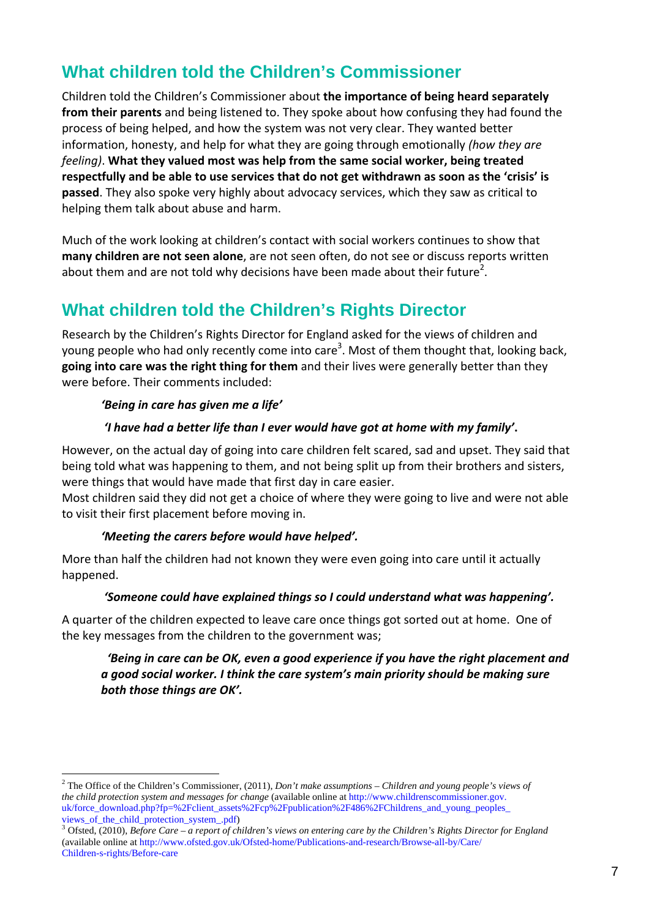## What children told the Children's Commissioner

Children told the Children's Commissioner about **the importance of being heard separately from their parents** and being listened to. They spoke about how confusing they had found the process of being helped, and how the system was not very clear. They wanted better information, honesty, and help for what they are going through emotionally *(how they are feeling)*. **What they valued most was help from the same social worker, being treated respectfully and be able to use services that do not get withdrawn as soon as the 'crisis' is passed**. They also spoke very highly about advocacy services, which they saw as critical to helping them talk about abuse and harm.

Much of the work looking at children's contact with social workers continues to show that **many children are not seen alone**, are not seen often, do not see or discuss reports written about them and are not told why decisions have been made about their future[2].

## What children told the Children's Rights Director

Research by the Children's Rights Director for England asked for the views of children and young people who had only recently come into care[3]. Most of them thought that, looking back, **going into care was the right thing for them** and their lives were generally better than they were before. Their comments included:

> ***'Being in care has given me a life'***
>
> ***'I have had a better life than I ever would have got at home with my family'*****.**

However, on the actual day of going into care children felt scared, sad and upset. They said that being told what was happening to them, and not being split up from their brothers and sisters, were things that would have made that first day in care easier.
Most children said they did not get a choice of where they were going to live and were not able to visit their first placement before moving in.

> ***'Meeting the carers before would have helped'.***

More than half the children had not known they were even going into care until it actually happened.

> ***'Someone could have explained things so I could understand what was happening'.***

A quarter of the children expected to leave care once things got sorted out at home. One of the key messages from the children to the government was;

> ***'Being in care can be OK, even a good experience if you have the right placement and a good social worker. I think the care system's main priority should be making sure both those things are OK'.***

---

[2] The Office of the Children's Commissioner, (2011), *Don't make assumptions – Children and young people's views of the child protection system and messages for change* (available online at http://www.childrenscommissioner.gov.uk/force_download.php?fp=%2Fclient_assets%2Fcp%2Fpublication%2F486%2FChildrens_and_young_peoples_views_of_the_child_protection_system_.pdf)

[3] Ofsted, (2010), *Before Care – a report of children's views on entering care by the Children's Rights Director for England* (available online at http://www.ofsted.gov.uk/Ofsted-home/Publications-and-research/Browse-all-by/Care/Children-s-rights/Before-care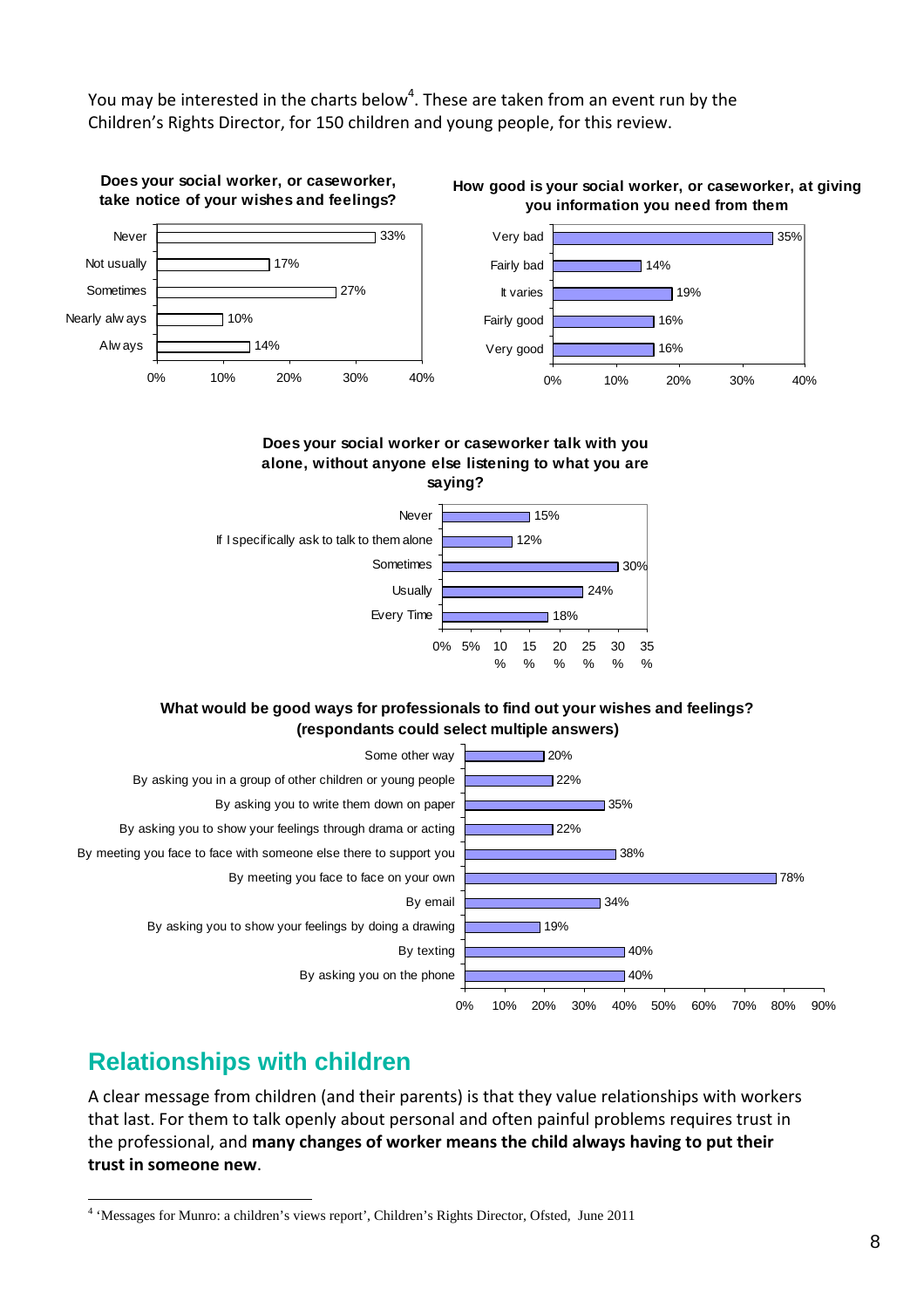You may be interested in the charts below[4]. These are taken from an event run by the Children's Rights Director, for 150 children and young people, for this review.

**Does your social worker, or caseworker, take notice of your wishes and feelings?**

| Response | Percentage |
| --- | --- |
| Never | 33% |
| Not usually | 17% |
| Sometimes | 27% |
| Nearly always | 10% |
| Always | 14% |

**How good is your social worker, or caseworker, at giving you information you need from them**

| Response | Percentage |
| --- | --- |
| Very bad | 35% |
| Fairly bad | 14% |
| It varies | 19% |
| Fairly good | 16% |
| Very good | 16% |

**Does your social worker or caseworker talk with you alone, without anyone else listening to what you are saying?**

| Response | Percentage |
| --- | --- |
| Never | 15% |
| If I specifically ask to talk to them alone | 12% |
| Sometimes | 30% |
| Usually | 24% |
| Every Time | 18% |

**What would be good ways for professionals to find out your wishes and feelings? (respondants could select multiple answers)**

| Response | Percentage |
| --- | --- |
| Some other way | 20% |
| By asking you in a group of other children or young people | 22% |
| By asking you to write them down on paper | 35% |
| By asking you to show your feelings through drama or acting | 22% |
| By meeting you face to face with someone else there to support you | 38% |
| By meeting you face to face on your own | 78% |
| By email | 34% |
| By asking you to show your feelings by doing a drawing | 19% |
| By texting | 40% |
| By asking you on the phone | 40% |

## Relationships with children

A clear message from children (and their parents) is that they value relationships with workers that last. For them to talk openly about personal and often painful problems requires trust in the professional, and **many changes of worker means the child always having to put their trust in someone new**.

[4] 'Messages for Munro: a children's views report', Children's Rights Director, Ofsted, June 2011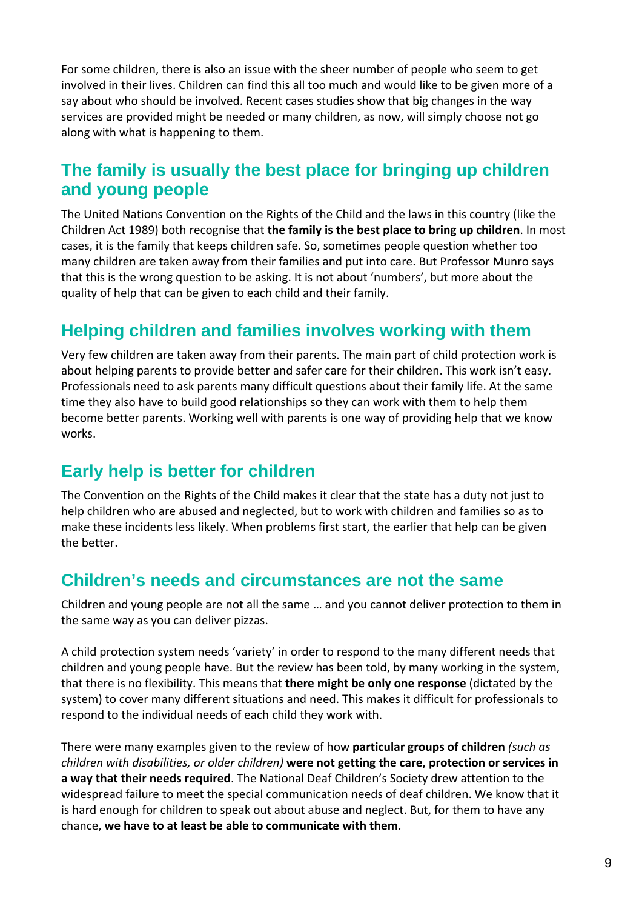For some children, there is also an issue with the sheer number of people who seem to get involved in their lives. Children can find this all too much and would like to be given more of a say about who should be involved. Recent cases studies show that big changes in the way services are provided might be needed or many children, as now, will simply choose not go along with what is happening to them.

## The family is usually the best place for bringing up children and young people

The United Nations Convention on the Rights of the Child and the laws in this country (like the Children Act 1989) both recognise that **the family is the best place to bring up children**. In most cases, it is the family that keeps children safe. So, sometimes people question whether too many children are taken away from their families and put into care. But Professor Munro says that this is the wrong question to be asking. It is not about 'numbers', but more about the quality of help that can be given to each child and their family.

## Helping children and families involves working with them

Very few children are taken away from their parents. The main part of child protection work is about helping parents to provide better and safer care for their children. This work isn't easy. Professionals need to ask parents many difficult questions about their family life. At the same time they also have to build good relationships so they can work with them to help them become better parents. Working well with parents is one way of providing help that we know works.

## Early help is better for children

The Convention on the Rights of the Child makes it clear that the state has a duty not just to help children who are abused and neglected, but to work with children and families so as to make these incidents less likely. When problems first start, the earlier that help can be given the better.

## Children's needs and circumstances are not the same

Children and young people are not all the same … and you cannot deliver protection to them in the same way as you can deliver pizzas.

A child protection system needs 'variety' in order to respond to the many different needs that children and young people have. But the review has been told, by many working in the system, that there is no flexibility. This means that **there might be only one response** (dictated by the system) to cover many different situations and need. This makes it difficult for professionals to respond to the individual needs of each child they work with.

There were many examples given to the review of how **particular groups of children** *(such as children with disabilities, or older children)* **were not getting the care, protection or services in a way that their needs required**. The National Deaf Children's Society drew attention to the widespread failure to meet the special communication needs of deaf children. We know that it is hard enough for children to speak out about abuse and neglect. But, for them to have any chance, **we have to at least be able to communicate with them**.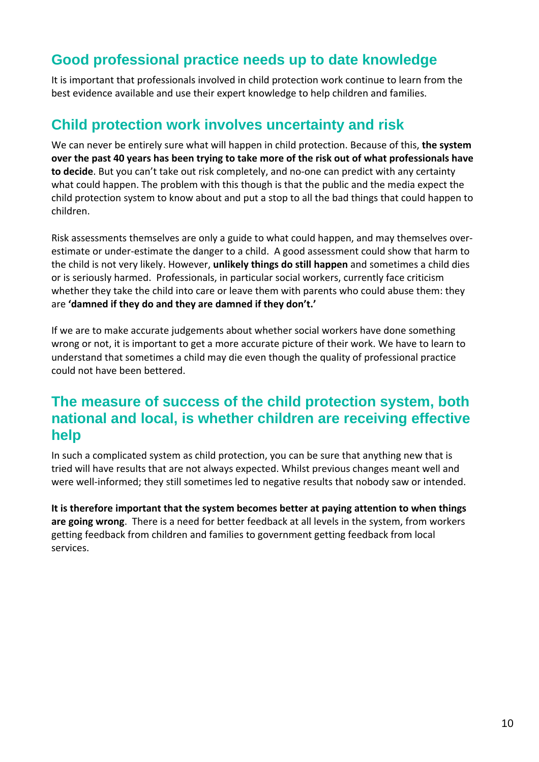## Good professional practice needs up to date knowledge

It is important that professionals involved in child protection work continue to learn from the best evidence available and use their expert knowledge to help children and families.

## Child protection work involves uncertainty and risk

We can never be entirely sure what will happen in child protection. Because of this, **the system over the past 40 years has been trying to take more of the risk out of what professionals have to decide**. But you can't take out risk completely, and no-one can predict with any certainty what could happen. The problem with this though is that the public and the media expect the child protection system to know about and put a stop to all the bad things that could happen to children.

Risk assessments themselves are only a guide to what could happen, and may themselves over-estimate or under-estimate the danger to a child. A good assessment could show that harm to the child is not very likely. However, **unlikely things do still happen** and sometimes a child dies or is seriously harmed. Professionals, in particular social workers, currently face criticism whether they take the child into care or leave them with parents who could abuse them: they are **'damned if they do and they are damned if they don't.'**

If we are to make accurate judgements about whether social workers have done something wrong or not, it is important to get a more accurate picture of their work. We have to learn to understand that sometimes a child may die even though the quality of professional practice could not have been bettered.

## The measure of success of the child protection system, both national and local, is whether children are receiving effective help

In such a complicated system as child protection, you can be sure that anything new that is tried will have results that are not always expected. Whilst previous changes meant well and were well-informed; they still sometimes led to negative results that nobody saw or intended.

**It is therefore important that the system becomes better at paying attention to when things are going wrong**. There is a need for better feedback at all levels in the system, from workers getting feedback from children and families to government getting feedback from local services.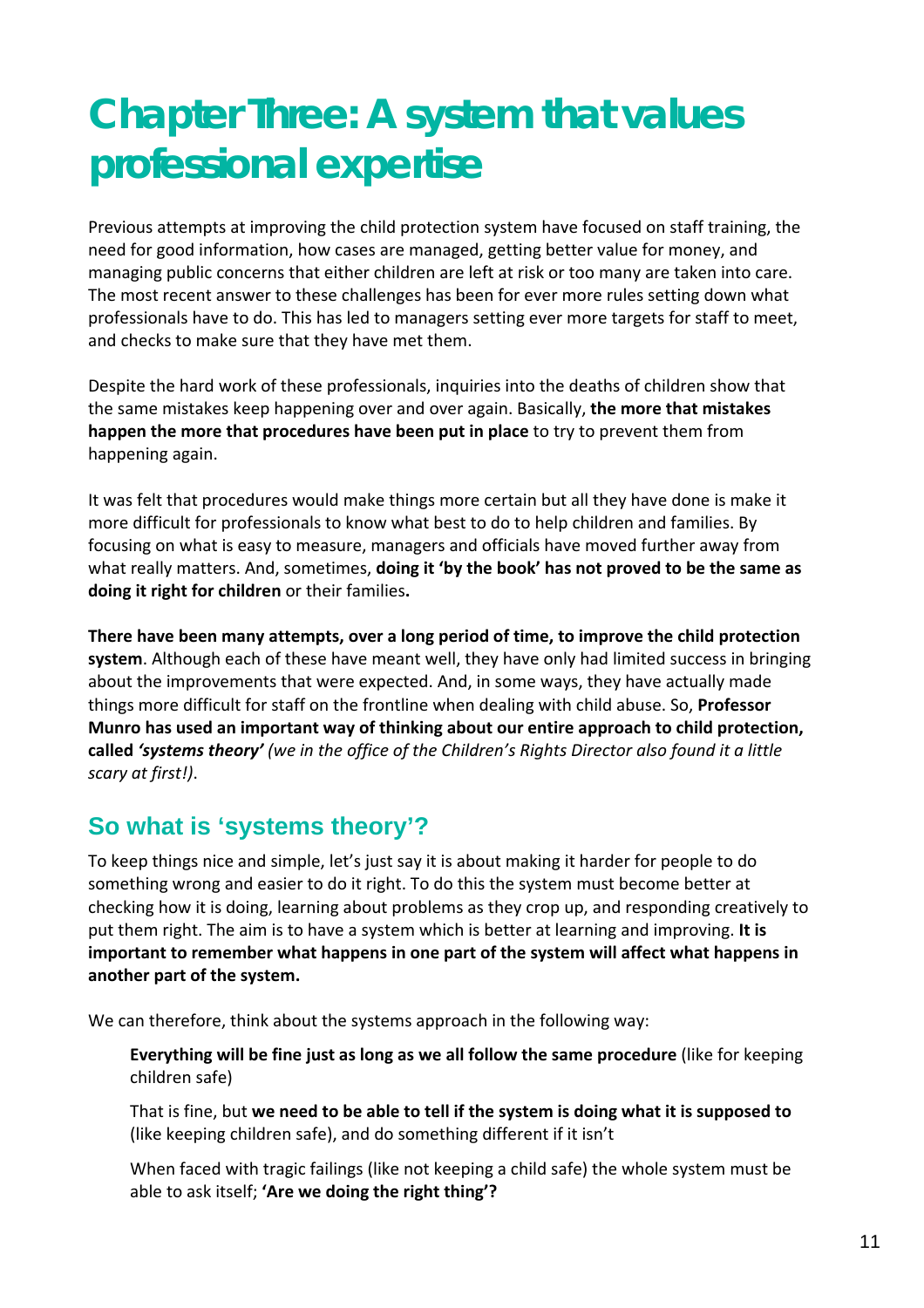# Chapter Three: A system that values professional expertise

Previous attempts at improving the child protection system have focused on staff training, the need for good information, how cases are managed, getting better value for money, and managing public concerns that either children are left at risk or too many are taken into care. The most recent answer to these challenges has been for ever more rules setting down what professionals have to do. This has led to managers setting ever more targets for staff to meet, and checks to make sure that they have met them.

Despite the hard work of these professionals, inquiries into the deaths of children show that the same mistakes keep happening over and over again. Basically, **the more that mistakes happen the more that procedures have been put in place** to try to prevent them from happening again.

It was felt that procedures would make things more certain but all they have done is make it more difficult for professionals to know what best to do to help children and families. By focusing on what is easy to measure, managers and officials have moved further away from what really matters. And, sometimes, **doing it 'by the book' has not proved to be the same as doing it right for children** or their families**.**

**There have been many attempts, over a long period of time, to improve the child protection system**. Although each of these have meant well, they have only had limited success in bringing about the improvements that were expected. And, in some ways, they have actually made things more difficult for staff on the frontline when dealing with child abuse. So, **Professor Munro has used an important way of thinking about our entire approach to child protection, called *'systems theory'*** *(we in the office of the Children's Rights Director also found it a little scary at first!)*.

## So what is 'systems theory'?

To keep things nice and simple, let's just say it is about making it harder for people to do something wrong and easier to do it right. To do this the system must become better at checking how it is doing, learning about problems as they crop up, and responding creatively to put them right. The aim is to have a system which is better at learning and improving. **It is important to remember what happens in one part of the system will affect what happens in another part of the system.**

We can therefore, think about the systems approach in the following way:

> **Everything will be fine just as long as we all follow the same procedure** (like for keeping children safe)
>
> That is fine, but **we need to be able to tell if the system is doing what it is supposed to** (like keeping children safe), and do something different if it isn't
>
> When faced with tragic failings (like not keeping a child safe) the whole system must be able to ask itself; **'Are we doing the right thing'?**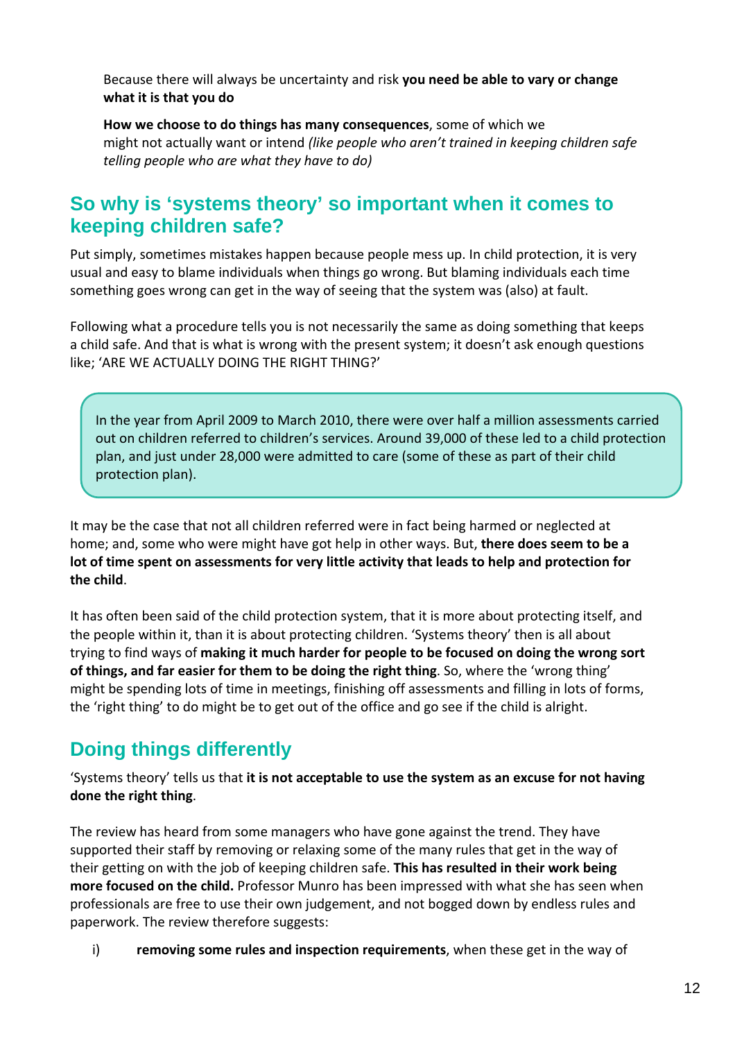Because there will always be uncertainty and risk **you need be able to vary or change what it is that you do**

**How we choose to do things has many consequences**, some of which we might not actually want or intend *(like people who aren't trained in keeping children safe telling people who are what they have to do)*

## So why is 'systems theory' so important when it comes to keeping children safe?

Put simply, sometimes mistakes happen because people mess up. In child protection, it is very usual and easy to blame individuals when things go wrong. But blaming individuals each time something goes wrong can get in the way of seeing that the system was (also) at fault.

Following what a procedure tells you is not necessarily the same as doing something that keeps a child safe. And that is what is wrong with the present system; it doesn't ask enough questions like; 'ARE WE ACTUALLY DOING THE RIGHT THING?'

> In the year from April 2009 to March 2010, there were over half a million assessments carried out on children referred to children's services. Around 39,000 of these led to a child protection plan, and just under 28,000 were admitted to care (some of these as part of their child protection plan).

It may be the case that not all children referred were in fact being harmed or neglected at home; and, some who were might have got help in other ways. But, **there does seem to be a lot of time spent on assessments for very little activity that leads to help and protection for the child**.

It has often been said of the child protection system, that it is more about protecting itself, and the people within it, than it is about protecting children. 'Systems theory' then is all about trying to find ways of **making it much harder for people to be focused on doing the wrong sort of things, and far easier for them to be doing the right thing**. So, where the 'wrong thing' might be spending lots of time in meetings, finishing off assessments and filling in lots of forms, the 'right thing' to do might be to get out of the office and go see if the child is alright.

## Doing things differently

'Systems theory' tells us that **it is not acceptable to use the system as an excuse for not having done the right thing**.

The review has heard from some managers who have gone against the trend. They have supported their staff by removing or relaxing some of the many rules that get in the way of their getting on with the job of keeping children safe. **This has resulted in their work being more focused on the child.** Professor Munro has been impressed with what she has seen when professionals are free to use their own judgement, and not bogged down by endless rules and paperwork. The review therefore suggests:

i) **removing some rules and inspection requirements**, when these get in the way of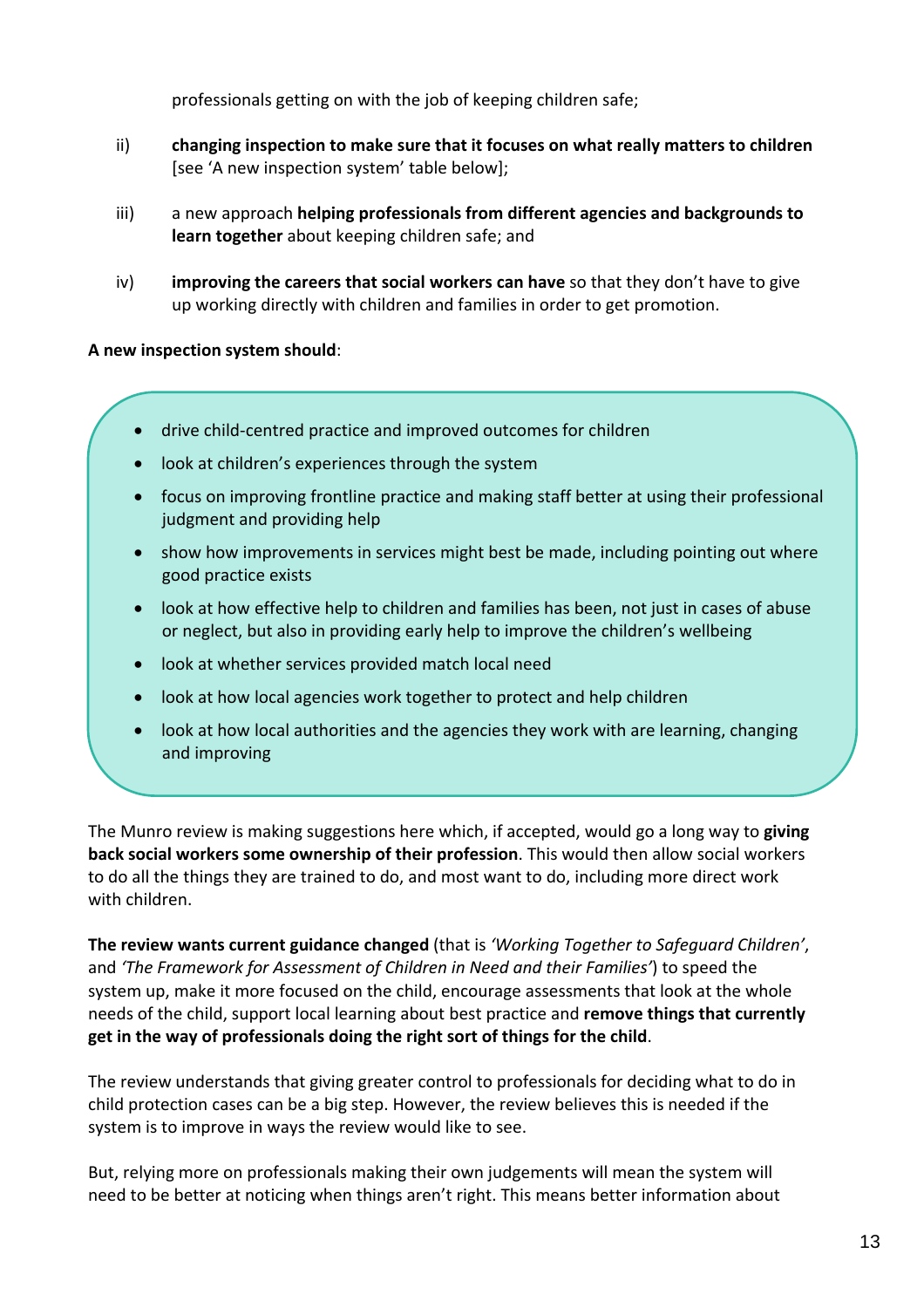professionals getting on with the job of keeping children safe;

ii) **changing inspection to make sure that it focuses on what really matters to children** [see 'A new inspection system' table below];

iii) a new approach **helping professionals from different agencies and backgrounds to learn together** about keeping children safe; and

iv) **improving the careers that social workers can have** so that they don't have to give up working directly with children and families in order to get promotion.

**A new inspection system should**:

- drive child-centred practice and improved outcomes for children
- look at children's experiences through the system
- focus on improving frontline practice and making staff better at using their professional judgment and providing help
- show how improvements in services might best be made, including pointing out where good practice exists
- look at how effective help to children and families has been, not just in cases of abuse or neglect, but also in providing early help to improve the children's wellbeing
- look at whether services provided match local need
- look at how local agencies work together to protect and help children
- look at how local authorities and the agencies they work with are learning, changing and improving

The Munro review is making suggestions here which, if accepted, would go a long way to **giving back social workers some ownership of their profession**. This would then allow social workers to do all the things they are trained to do, and most want to do, including more direct work with children.

**The review wants current guidance changed** (that is *'Working Together to Safeguard Children'*, and *'The Framework for Assessment of Children in Need and their Families'*) to speed the system up, make it more focused on the child, encourage assessments that look at the whole needs of the child, support local learning about best practice and **remove things that currently get in the way of professionals doing the right sort of things for the child**.

The review understands that giving greater control to professionals for deciding what to do in child protection cases can be a big step. However, the review believes this is needed if the system is to improve in ways the review would like to see.

But, relying more on professionals making their own judgements will mean the system will need to be better at noticing when things aren't right. This means better information about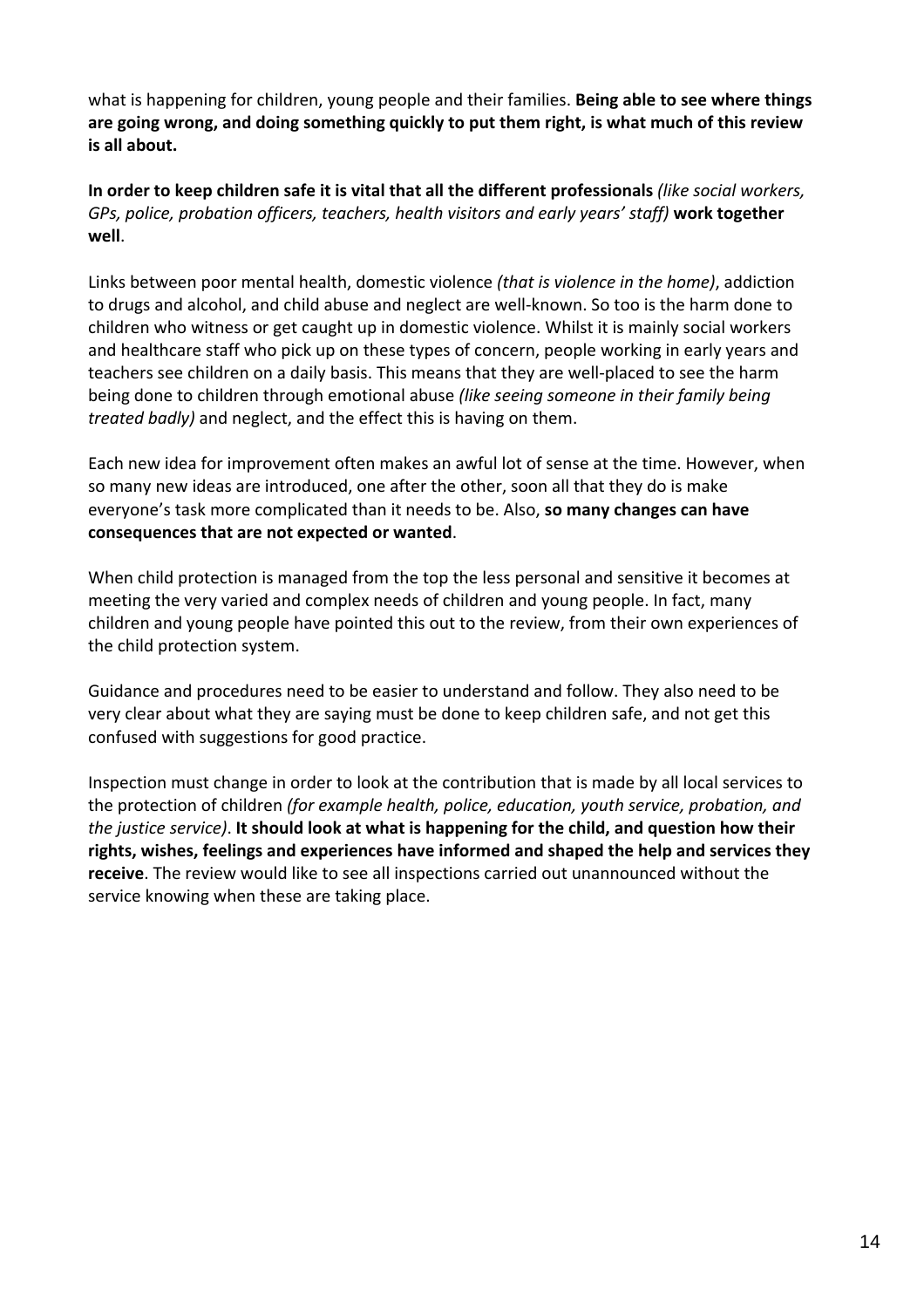what is happening for children, young people and their families. **Being able to see where things are going wrong, and doing something quickly to put them right, is what much of this review is all about.**

**In order to keep children safe it is vital that all the different professionals** *(like social workers, GPs, police, probation officers, teachers, health visitors and early years' staff)* **work together well**.

Links between poor mental health, domestic violence *(that is violence in the home)*, addiction to drugs and alcohol, and child abuse and neglect are well-known. So too is the harm done to children who witness or get caught up in domestic violence. Whilst it is mainly social workers and healthcare staff who pick up on these types of concern, people working in early years and teachers see children on a daily basis. This means that they are well-placed to see the harm being done to children through emotional abuse *(like seeing someone in their family being treated badly)* and neglect, and the effect this is having on them.

Each new idea for improvement often makes an awful lot of sense at the time. However, when so many new ideas are introduced, one after the other, soon all that they do is make everyone's task more complicated than it needs to be. Also, **so many changes can have consequences that are not expected or wanted**.

When child protection is managed from the top the less personal and sensitive it becomes at meeting the very varied and complex needs of children and young people. In fact, many children and young people have pointed this out to the review, from their own experiences of the child protection system.

Guidance and procedures need to be easier to understand and follow. They also need to be very clear about what they are saying must be done to keep children safe, and not get this confused with suggestions for good practice.

Inspection must change in order to look at the contribution that is made by all local services to the protection of children *(for example health, police, education, youth service, probation, and the justice service)*. **It should look at what is happening for the child, and question how their rights, wishes, feelings and experiences have informed and shaped the help and services they receive**. The review would like to see all inspections carried out unannounced without the service knowing when these are taking place.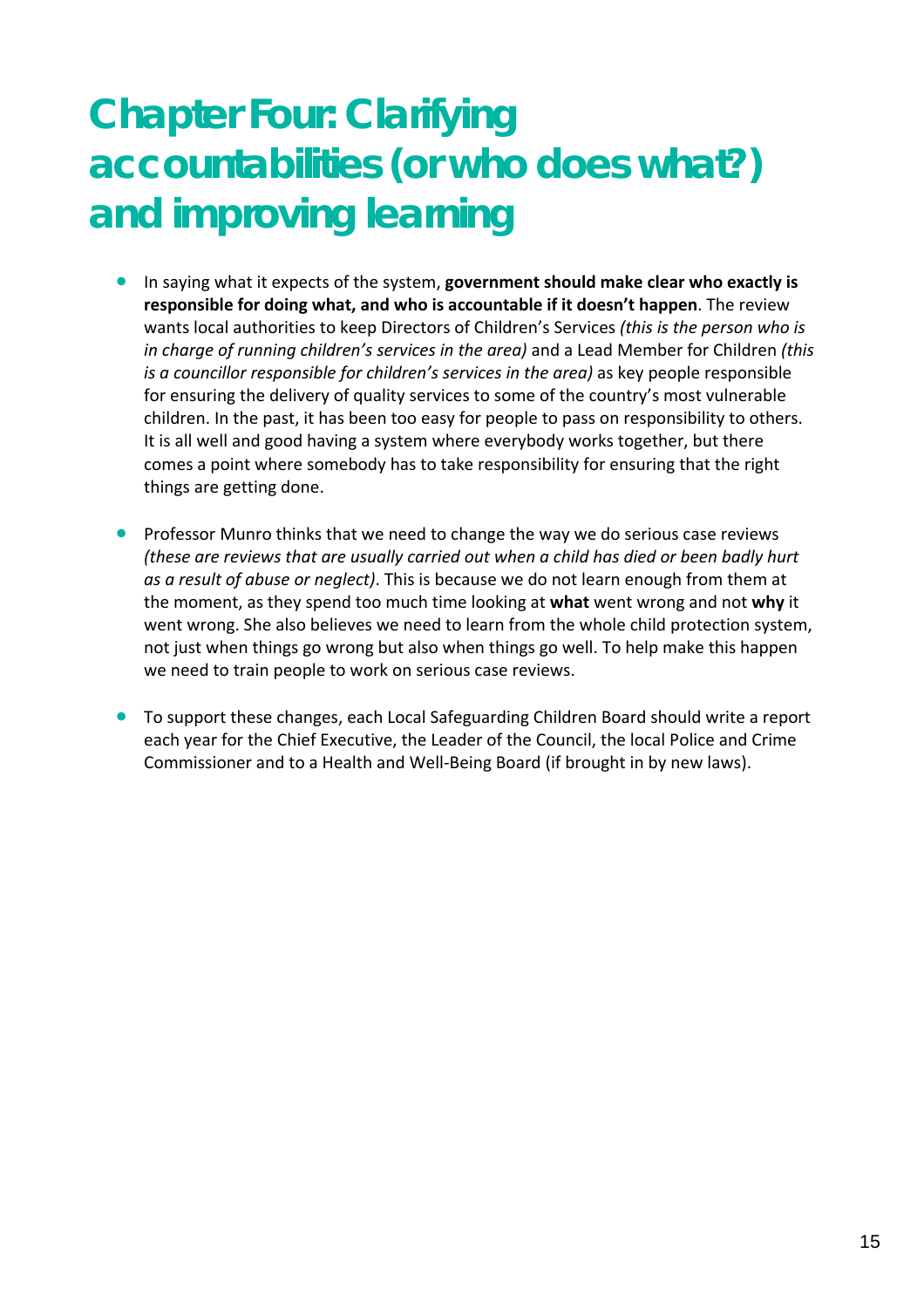# Chapter Four: Clarifying accountabilities (or who does what?) and improving learning

- In saying what it expects of the system, **government should make clear who exactly is responsible for doing what, and who is accountable if it doesn't happen**. The review wants local authorities to keep Directors of Children's Services *(this is the person who is in charge of running children's services in the area)* and a Lead Member for Children *(this is a councillor responsible for children's services in the area)* as key people responsible for ensuring the delivery of quality services to some of the country's most vulnerable children. In the past, it has been too easy for people to pass on responsibility to others. It is all well and good having a system where everybody works together, but there comes a point where somebody has to take responsibility for ensuring that the right things are getting done.

- Professor Munro thinks that we need to change the way we do serious case reviews *(these are reviews that are usually carried out when a child has died or been badly hurt as a result of abuse or neglect)*. This is because we do not learn enough from them at the moment, as they spend too much time looking at **what** went wrong and not **why** it went wrong. She also believes we need to learn from the whole child protection system, not just when things go wrong but also when things go well. To help make this happen we need to train people to work on serious case reviews.

- To support these changes, each Local Safeguarding Children Board should write a report each year for the Chief Executive, the Leader of the Council, the local Police and Crime Commissioner and to a Health and Well-Being Board (if brought in by new laws).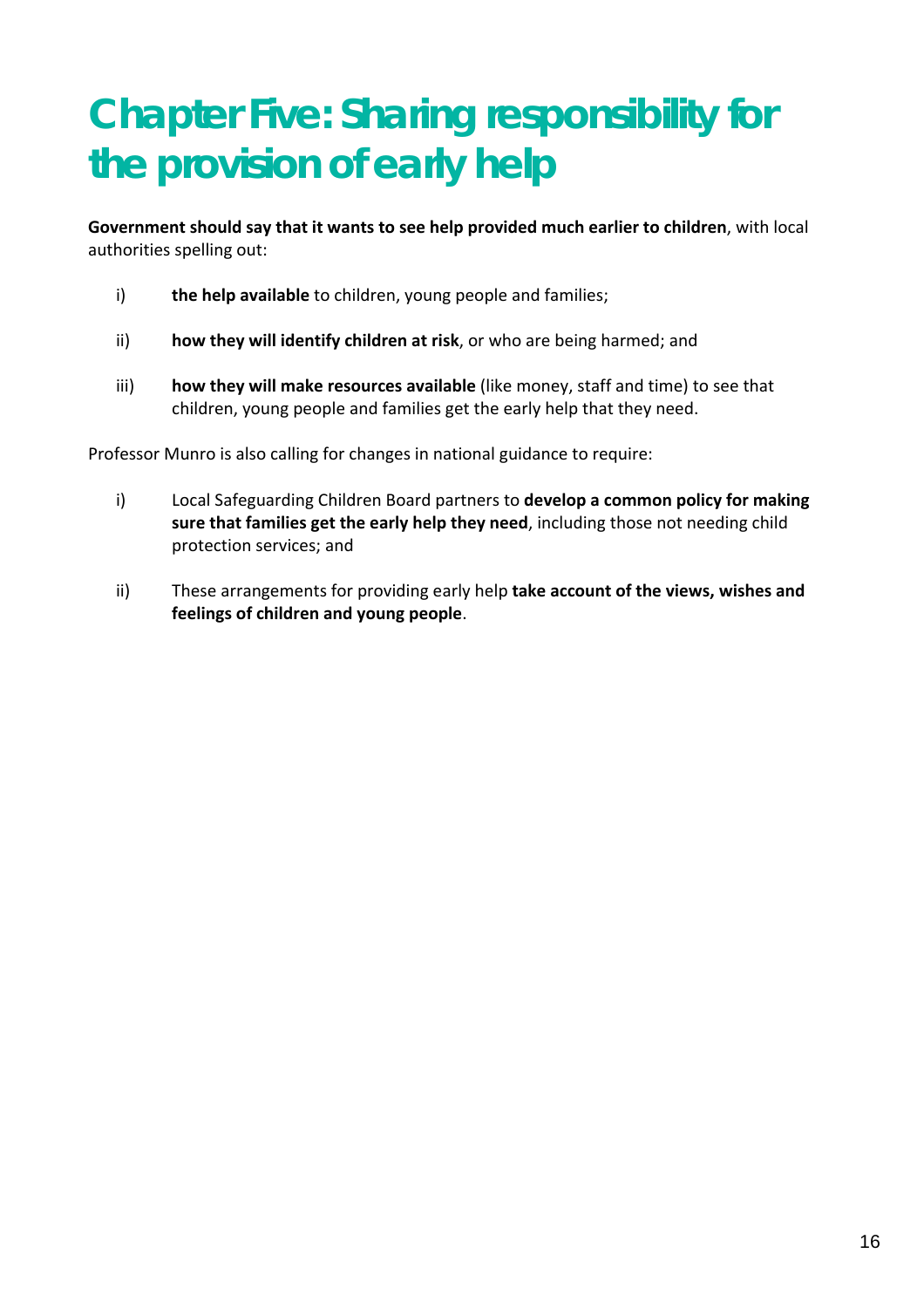# Chapter Five: Sharing responsibility for the provision of early help

**Government should say that it wants to see help provided much earlier to children**, with local authorities spelling out:

i) **the help available** to children, young people and families;

ii) **how they will identify children at risk**, or who are being harmed; and

iii) **how they will make resources available** (like money, staff and time) to see that children, young people and families get the early help that they need.

Professor Munro is also calling for changes in national guidance to require:

i) Local Safeguarding Children Board partners to **develop a common policy for making sure that families get the early help they need**, including those not needing child protection services; and

ii) These arrangements for providing early help **take account of the views, wishes and feelings of children and young people**.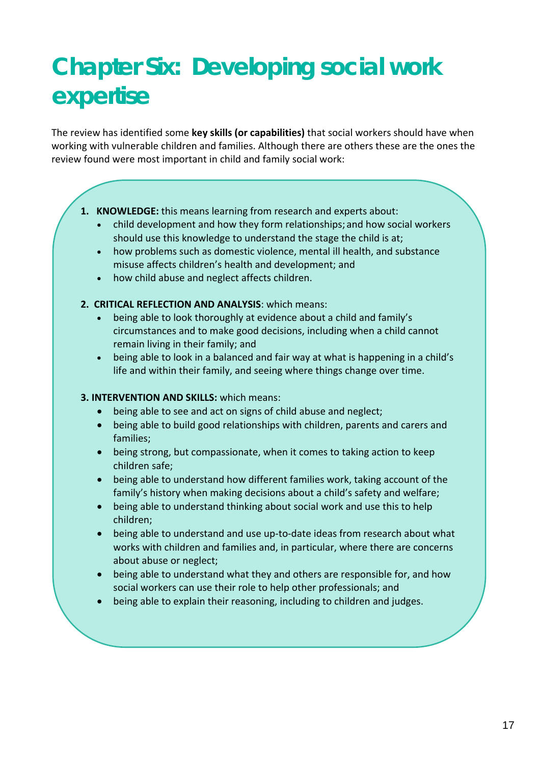# Chapter Six: Developing social work expertise

The review has identified some **key skills (or capabilities)** that social workers should have when working with vulnerable children and families. Although there are others these are the ones the review found were most important in child and family social work:

1. **KNOWLEDGE:** this means learning from research and experts about:
   - child development and how they form relationships; and how social workers should use this knowledge to understand the stage the child is at;
   - how problems such as domestic violence, mental ill health, and substance misuse affects children's health and development; and
   - how child abuse and neglect affects children.

2. **CRITICAL REFLECTION AND ANALYSIS**: which means:
   - being able to look thoroughly at evidence about a child and family's circumstances and to make good decisions, including when a child cannot remain living in their family; and
   - being able to look in a balanced and fair way at what is happening in a child's life and within their family, and seeing where things change over time.

3. **INTERVENTION AND SKILLS:** which means:
   - being able to see and act on signs of child abuse and neglect;
   - being able to build good relationships with children, parents and carers and families;
   - being strong, but compassionate, when it comes to taking action to keep children safe;
   - being able to understand how different families work, taking account of the family's history when making decisions about a child's safety and welfare;
   - being able to understand thinking about social work and use this to help children;
   - being able to understand and use up-to-date ideas from research about what works with children and families and, in particular, where there are concerns about abuse or neglect;
   - being able to understand what they and others are responsible for, and how social workers can use their role to help other professionals; and
   - being able to explain their reasoning, including to children and judges.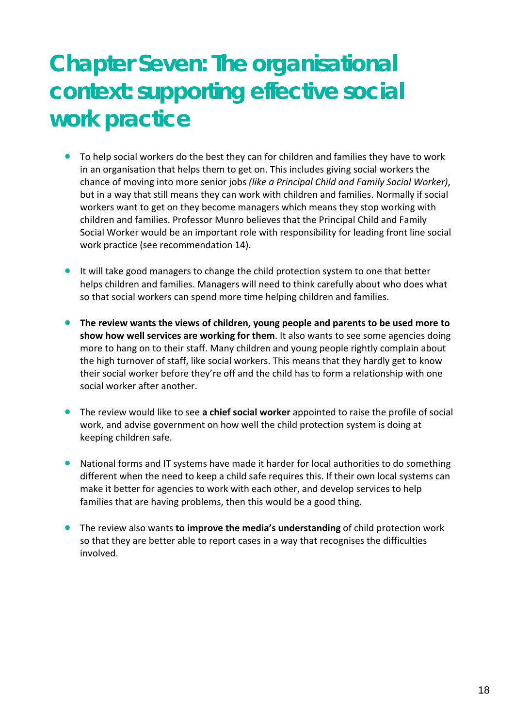# Chapter Seven: The organisational context: supporting effective social work practice

- To help social workers do the best they can for children and families they have to work in an organisation that helps them to get on. This includes giving social workers the chance of moving into more senior jobs *(like a Principal Child and Family Social Worker)*, but in a way that still means they can work with children and families. Normally if social workers want to get on they become managers which means they stop working with children and families. Professor Munro believes that the Principal Child and Family Social Worker would be an important role with responsibility for leading front line social work practice (see recommendation 14).

- It will take good managers to change the child protection system to one that better helps children and families. Managers will need to think carefully about who does what so that social workers can spend more time helping children and families.

- **The review wants the views of children, young people and parents to be used more to show how well services are working for them**. It also wants to see some agencies doing more to hang on to their staff. Many children and young people rightly complain about the high turnover of staff, like social workers. This means that they hardly get to know their social worker before they're off and the child has to form a relationship with one social worker after another.

- The review would like to see **a chief social worker** appointed to raise the profile of social work, and advise government on how well the child protection system is doing at keeping children safe.

- National forms and IT systems have made it harder for local authorities to do something different when the need to keep a child safe requires this. If their own local systems can make it better for agencies to work with each other, and develop services to help families that are having problems, then this would be a good thing.

- The review also wants **to improve the media's understanding** of child protection work so that they are better able to report cases in a way that recognises the difficulties involved.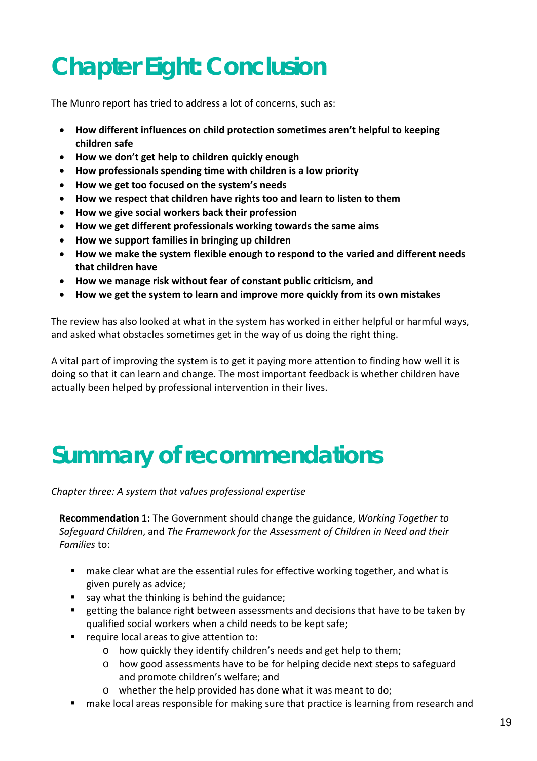# Chapter Eight: Conclusion

The Munro report has tried to address a lot of concerns, such as:

- **How different influences on child protection sometimes aren't helpful to keeping children safe**
- **How we don't get help to children quickly enough**
- **How professionals spending time with children is a low priority**
- **How we get too focused on the system's needs**
- **How we respect that children have rights too and learn to listen to them**
- **How we give social workers back their profession**
- **How we get different professionals working towards the same aims**
- **How we support families in bringing up children**
- **How we make the system flexible enough to respond to the varied and different needs that children have**
- **How we manage risk without fear of constant public criticism, and**
- **How we get the system to learn and improve more quickly from its own mistakes**

The review has also looked at what in the system has worked in either helpful or harmful ways, and asked what obstacles sometimes get in the way of us doing the right thing.

A vital part of improving the system is to get it paying more attention to finding how well it is doing so that it can learn and change. The most important feedback is whether children have actually been helped by professional intervention in their lives.

# Summary of recommendations

*Chapter three: A system that values professional expertise*

**Recommendation 1:** The Government should change the guidance, *Working Together to Safeguard Children*, and *The Framework for the Assessment of Children in Need and their Families* to:

- make clear what are the essential rules for effective working together, and what is given purely as advice;
- say what the thinking is behind the guidance;
- getting the balance right between assessments and decisions that have to be taken by qualified social workers when a child needs to be kept safe;
- require local areas to give attention to:
  - how quickly they identify children's needs and get help to them;
  - how good assessments have to be for helping decide next steps to safeguard and promote children's welfare; and
  - whether the help provided has done what it was meant to do;
- make local areas responsible for making sure that practice is learning from research and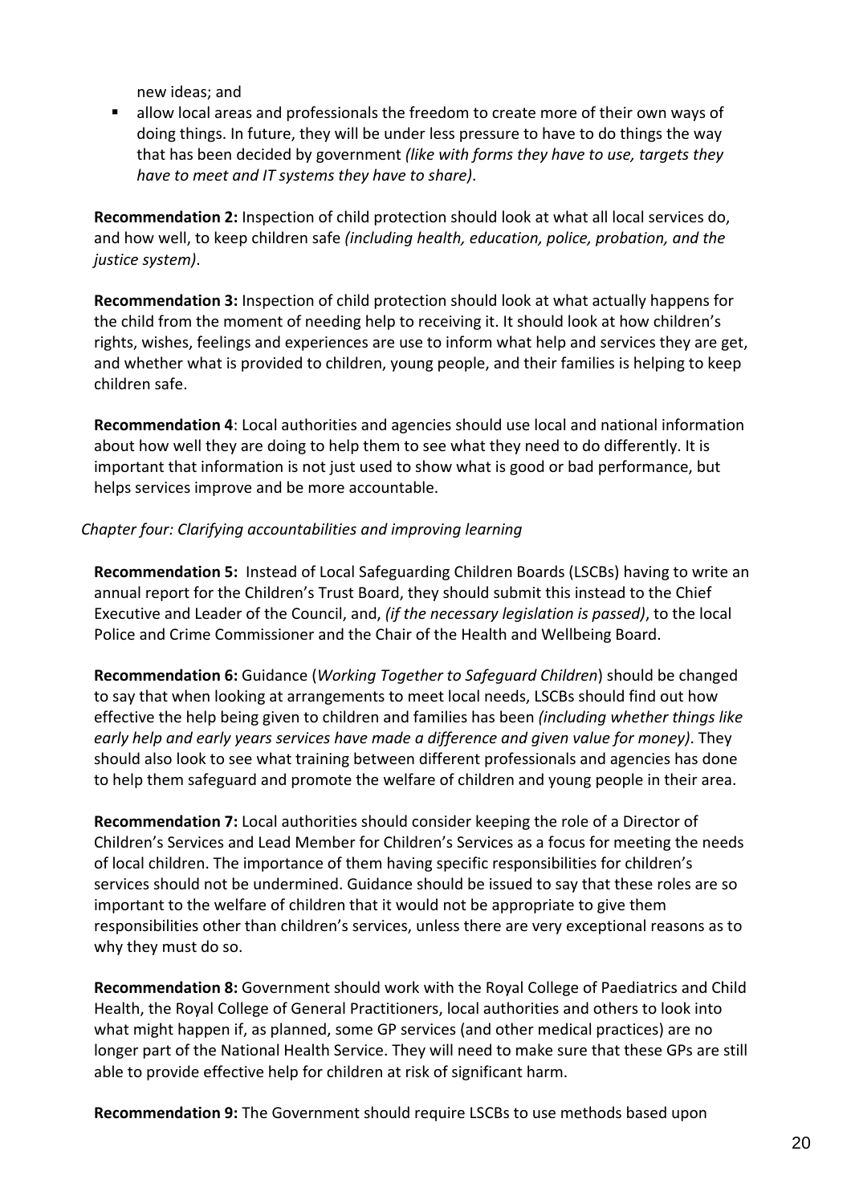new ideas; and

- allow local areas and professionals the freedom to create more of their own ways of doing things. In future, they will be under less pressure to have to do things the way that has been decided by government *(like with forms they have to use, targets they have to meet and IT systems they have to share)*.

**Recommendation 2:** Inspection of child protection should look at what all local services do, and how well, to keep children safe *(including health, education, police, probation, and the justice system).*

**Recommendation 3:** Inspection of child protection should look at what actually happens for the child from the moment of needing help to receiving it. It should look at how children's rights, wishes, feelings and experiences are use to inform what help and services they are get, and whether what is provided to children, young people, and their families is helping to keep children safe.

**Recommendation 4**: Local authorities and agencies should use local and national information about how well they are doing to help them to see what they need to do differently. It is important that information is not just used to show what is good or bad performance, but helps services improve and be more accountable.

*Chapter four: Clarifying accountabilities and improving learning*

**Recommendation 5:** Instead of Local Safeguarding Children Boards (LSCBs) having to write an annual report for the Children's Trust Board, they should submit this instead to the Chief Executive and Leader of the Council, and, *(if the necessary legislation is passed)*, to the local Police and Crime Commissioner and the Chair of the Health and Wellbeing Board.

**Recommendation 6:** Guidance (*Working Together to Safeguard Children*) should be changed to say that when looking at arrangements to meet local needs, LSCBs should find out how effective the help being given to children and families has been *(including whether things like early help and early years services have made a difference and given value for money)*. They should also look to see what training between different professionals and agencies has done to help them safeguard and promote the welfare of children and young people in their area.

**Recommendation 7:** Local authorities should consider keeping the role of a Director of Children's Services and Lead Member for Children's Services as a focus for meeting the needs of local children. The importance of them having specific responsibilities for children's services should not be undermined. Guidance should be issued to say that these roles are so important to the welfare of children that it would not be appropriate to give them responsibilities other than children's services, unless there are very exceptional reasons as to why they must do so.

**Recommendation 8:** Government should work with the Royal College of Paediatrics and Child Health, the Royal College of General Practitioners, local authorities and others to look into what might happen if, as planned, some GP services (and other medical practices) are no longer part of the National Health Service. They will need to make sure that these GPs are still able to provide effective help for children at risk of significant harm.

**Recommendation 9:** The Government should require LSCBs to use methods based upon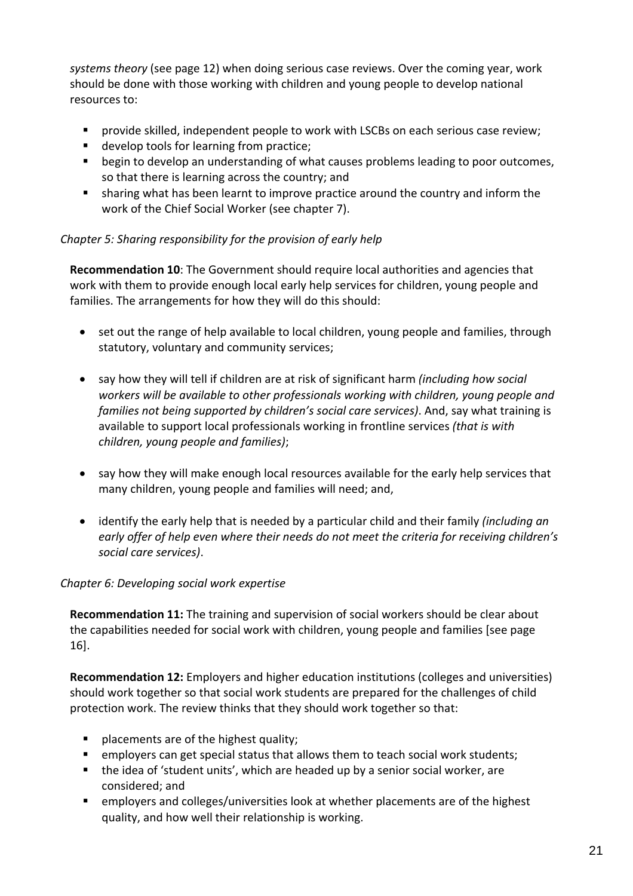*systems theory* (see page 12) when doing serious case reviews. Over the coming year, work should be done with those working with children and young people to develop national resources to:

- provide skilled, independent people to work with LSCBs on each serious case review;
- develop tools for learning from practice;
- begin to develop an understanding of what causes problems leading to poor outcomes, so that there is learning across the country; and
- sharing what has been learnt to improve practice around the country and inform the work of the Chief Social Worker (see chapter 7).

*Chapter 5: Sharing responsibility for the provision of early help*

**Recommendation 10**: The Government should require local authorities and agencies that work with them to provide enough local early help services for children, young people and families. The arrangements for how they will do this should:

- set out the range of help available to local children, young people and families, through statutory, voluntary and community services;
- say how they will tell if children are at risk of significant harm *(including how social workers will be available to other professionals working with children, young people and families not being supported by children's social care services)*. And, say what training is available to support local professionals working in frontline services *(that is with children, young people and families)*;
- say how they will make enough local resources available for the early help services that many children, young people and families will need; and,
- identify the early help that is needed by a particular child and their family *(including an early offer of help even where their needs do not meet the criteria for receiving children's social care services)*.

*Chapter 6: Developing social work expertise*

**Recommendation 11:** The training and supervision of social workers should be clear about the capabilities needed for social work with children, young people and families [see page 16].

**Recommendation 12:** Employers and higher education institutions (colleges and universities) should work together so that social work students are prepared for the challenges of child protection work. The review thinks that they should work together so that:

- placements are of the highest quality;
- employers can get special status that allows them to teach social work students;
- the idea of 'student units', which are headed up by a senior social worker, are considered; and
- employers and colleges/universities look at whether placements are of the highest quality, and how well their relationship is working.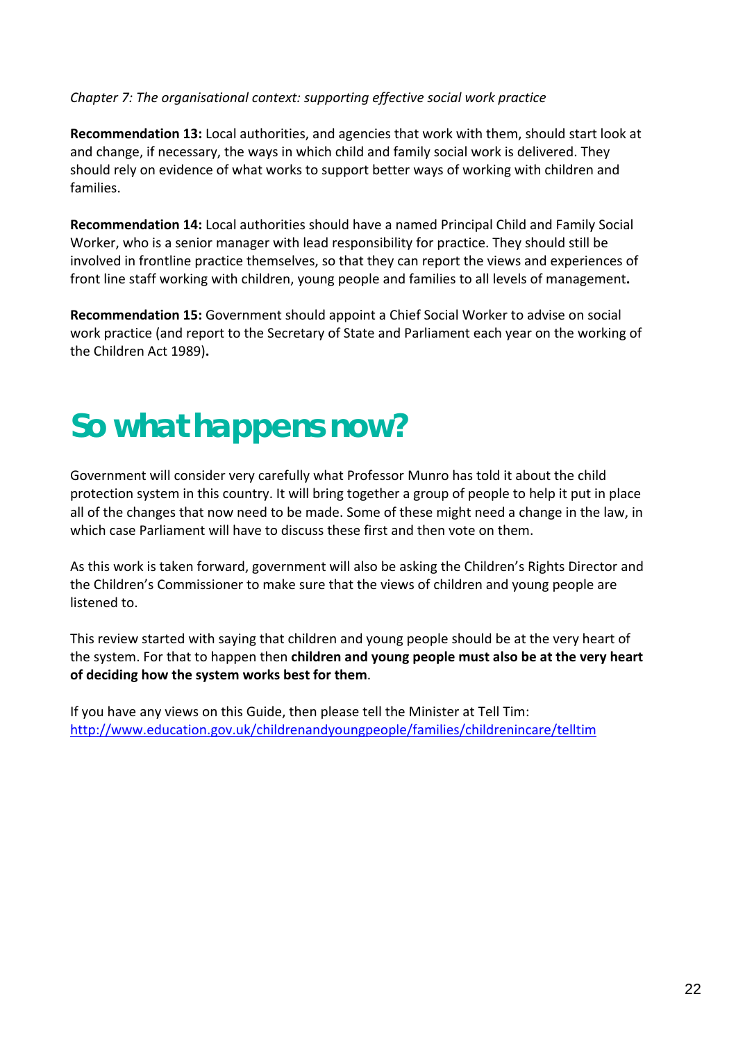*Chapter 7: The organisational context: supporting effective social work practice*

**Recommendation 13:** Local authorities, and agencies that work with them, should start look at and change, if necessary, the ways in which child and family social work is delivered. They should rely on evidence of what works to support better ways of working with children and families.

**Recommendation 14:** Local authorities should have a named Principal Child and Family Social Worker, who is a senior manager with lead responsibility for practice. They should still be involved in frontline practice themselves, so that they can report the views and experiences of front line staff working with children, young people and families to all levels of management**.**

**Recommendation 15:** Government should appoint a Chief Social Worker to advise on social work practice (and report to the Secretary of State and Parliament each year on the working of the Children Act 1989)**.**

# So what happens now?

Government will consider very carefully what Professor Munro has told it about the child protection system in this country. It will bring together a group of people to help it put in place all of the changes that now need to be made. Some of these might need a change in the law, in which case Parliament will have to discuss these first and then vote on them.

As this work is taken forward, government will also be asking the Children's Rights Director and the Children's Commissioner to make sure that the views of children and young people are listened to.

This review started with saying that children and young people should be at the very heart of the system. For that to happen then **children and young people must also be at the very heart of deciding how the system works best for them**.

If you have any views on this Guide, then please tell the Minister at Tell Tim: [http://www.education.gov.uk/childrenandyoungpeople/families/childrenincare/telltim](http://www.education.gov.uk/childrenandyoungpeople/families/childrenincare/telltim)